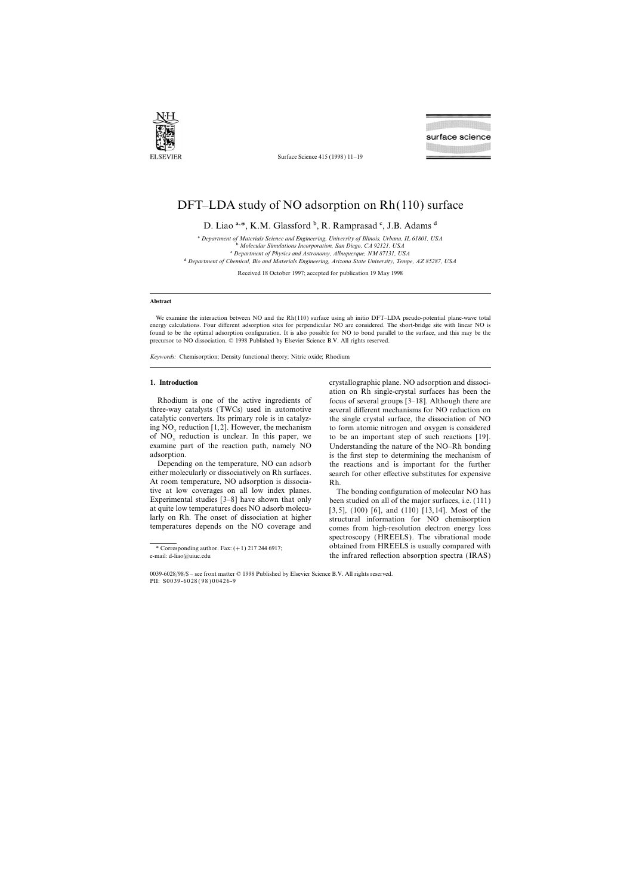# DFT–LDA study of NO adsorption on Rh(110) surface

D. Liao [a,*], K.M. Glassford [b], R. Ramprasad [c], J.B. Adams [d]

[a] Department of Materials Science and Engineering, University of Illinois, Urbana, IL 61801, USA
[b] Molecular Simulations Incorporation, San Diego, CA 92121, USA
[c] Department of Physics and Astronomy, Albuquerque, NM 87131, USA
[d] Department of Chemical, Bio and Materials Engineering, Arizona State University, Tempe, AZ 85287, USA

Received 18 October 1997; accepted for publication 19 May 1998

## Abstract

We examine the interaction between NO and the Rh(110) surface using ab initio DFT–LDA pseudo-potential plane-wave total energy calculations. Four different adsorption sites for perpendicular NO are considered. The short-bridge site with linear NO is found to be the optimal adsorption configuration. It is also possible for NO to bond parallel to the surface, and this may be the precursor to NO dissociation. © 1998 Published by Elsevier Science B.V. All rights reserved.

*Keywords:* Chemisorption; Density functional theory; Nitric oxide; Rhodium

## 1. Introduction

Rhodium is one of the active ingredients of three-way catalysts (TWCs) used in automotive catalytic converters. Its primary role is in catalyzing $NO_x$ reduction [1,2]. However, the mechanism of $NO_x$ reduction is unclear. In this paper, we examine part of the reaction path, namely NO adsorption.

Depending on the temperature, NO can adsorb either molecularly or dissociatively on Rh surfaces. At room temperature, NO adsorption is dissociative at low coverages on all low index planes. Experimental studies [3–8] have shown that only at quite low temperatures does NO adsorb molecularly on Rh. The onset of dissociation at higher temperatures depends on the NO coverage and crystallographic plane. NO adsorption and dissociation on Rh single-crystal surfaces has been the focus of several groups [3–18]. Although there are several different mechanisms for NO reduction on the single crystal surface, the dissociation of NO to form atomic nitrogen and oxygen is considered to be an important step of such reactions [19]. Understanding the nature of the NO–Rh bonding is the first step to determining the mechanism of the reactions and is important for the further search for other effective substitutes for expensive Rh.

The bonding configuration of molecular NO has been studied on all of the major surfaces, i.e. (111) [3,5], (100) [6], and (110) [13,14]. Most of the structural information for NO chemisorption comes from high-resolution electron energy loss spectroscopy (HREELS). The vibrational mode obtained from HREELS is usually compared with the infrared reflection absorption spectra (IRAS)

\* Corresponding author. Fax: (+1) 217 244 6917; e-mail: d-liao@uiuc.edu

0039-6028/98/$ – see front matter © 1998 Published by Elsevier Science B.V. All rights reserved.
PII: S0039-6028(98)00426-9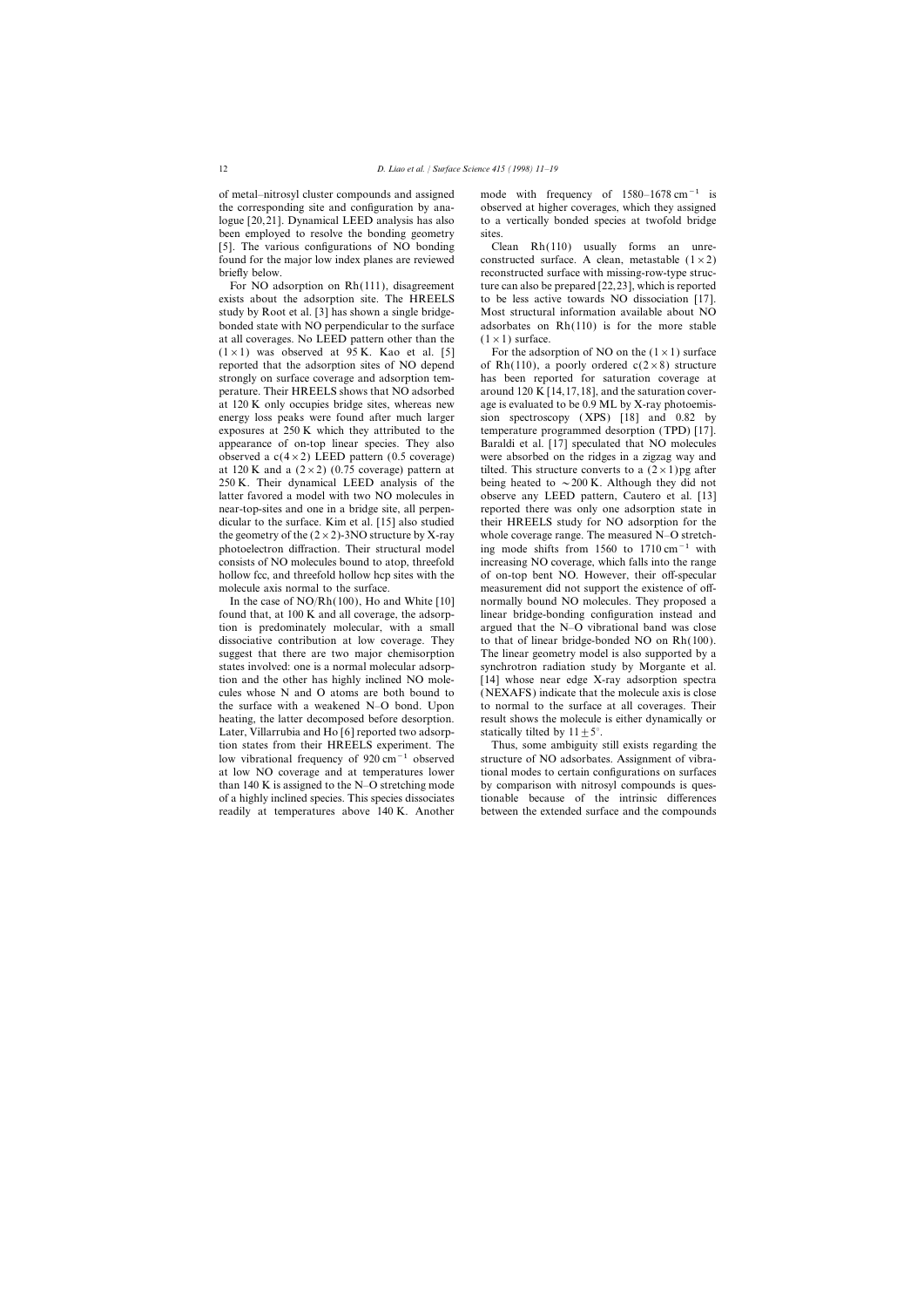of metal–nitrosyl cluster compounds and assigned the corresponding site and configuration by analogue [20,21]. Dynamical LEED analysis has also been employed to resolve the bonding geometry [5]. The various configurations of NO bonding found for the major low index planes are reviewed briefly below.

For NO adsorption on Rh(111), disagreement exists about the adsorption site. The HREELS study by Root et al. [3] has shown a single bridge-bonded state with NO perpendicular to the surface at all coverages. No LEED pattern other than the $(1\times1)$ was observed at 95 K. Kao et al. [5] reported that the adsorption sites of NO depend strongly on surface coverage and adsorption temperature. Their HREELS shows that NO adsorbed at 120 K only occupies bridge sites, whereas new energy loss peaks were found after much larger exposures at 250 K which they attributed to the appearance of on-top linear species. They also observed a $c(4\times2)$ LEED pattern (0.5 coverage) at 120 K and a $(2\times2)$ (0.75 coverage) pattern at 250 K. Their dynamical LEED analysis of the latter favored a model with two NO molecules in near-top-sites and one in a bridge site, all perpendicular to the surface. Kim et al. [15] also studied the geometry of the $(2\times2)$-3NO structure by X-ray photoelectron diffraction. Their structural model consists of NO molecules bound to atop, threefold hollow fcc, and threefold hollow hcp sites with the molecule axis normal to the surface.

In the case of NO/Rh(100), Ho and White [10] found that, at 100 K and all coverage, the adsorption is predominately molecular, with a small dissociative contribution at low coverage. They suggest that there are two major chemisorption states involved: one is a normal molecular adsorption and the other has highly inclined NO molecules whose N and O atoms are both bound to the surface with a weakened N–O bond. Upon heating, the latter decomposed before desorption. Later, Villarrubia and Ho [6] reported two adsorption states from their HREELS experiment. The low vibrational frequency of 920 $cm^{-1}$ observed at low NO coverage and at temperatures lower than 140 K is assigned to the N–O stretching mode of a highly inclined species. This species dissociates readily at temperatures above 140 K. Another mode with frequency of 1580–1678 $cm^{-1}$ is observed at higher coverages, which they assigned to a vertically bonded species at twofold bridge sites.

Clean Rh(110) usually forms an unreconstructed surface. A clean, metastable $(1\times2)$ reconstructed surface with missing-row-type structure can also be prepared [22,23], which is reported to be less active towards NO dissociation [17]. Most structural information available about NO adsorbates on Rh(110) is for the more stable $(1\times1)$ surface.

For the adsorption of NO on the $(1\times1)$ surface of Rh(110), a poorly ordered $c(2\times8)$ structure has been reported for saturation coverage at around 120 K [14,17,18], and the saturation coverage is evaluated to be 0.9 ML by X-ray photoemission spectroscopy (XPS) [18] and 0.82 by temperature programmed desorption (TPD) [17]. Baraldi et al. [17] speculated that NO molecules were absorbed on the ridges in a zigzag way and tilted. This structure converts to a $(2\times1)$pg after being heated to $\sim$200 K. Although they did not observe any LEED pattern, Cautero et al. [13] reported there was only one adsorption state in their HREELS study for NO adsorption for the whole coverage range. The measured N–O stretching mode shifts from 1560 to 1710 $cm^{-1}$ with increasing NO coverage, which falls into the range of on-top bent NO. However, their off-specular measurement did not support the existence of off-normally bound NO molecules. They proposed a linear bridge-bonding configuration instead and argued that the N–O vibrational band was close to that of linear bridge-bonded NO on Rh(100). The linear geometry model is also supported by a synchrotron radiation study by Morgante et al. [14] whose near edge X-ray adsorption spectra (NEXAFS) indicate that the molecule axis is close to normal to the surface at all coverages. Their result shows the molecule is either dynamically or statically tilted by $11\pm5°$.

Thus, some ambiguity still exists regarding the structure of NO adsorbates. Assignment of vibrational modes to certain configurations on surfaces by comparison with nitrosyl compounds is questionable because of the intrinsic differences between the extended surface and the compounds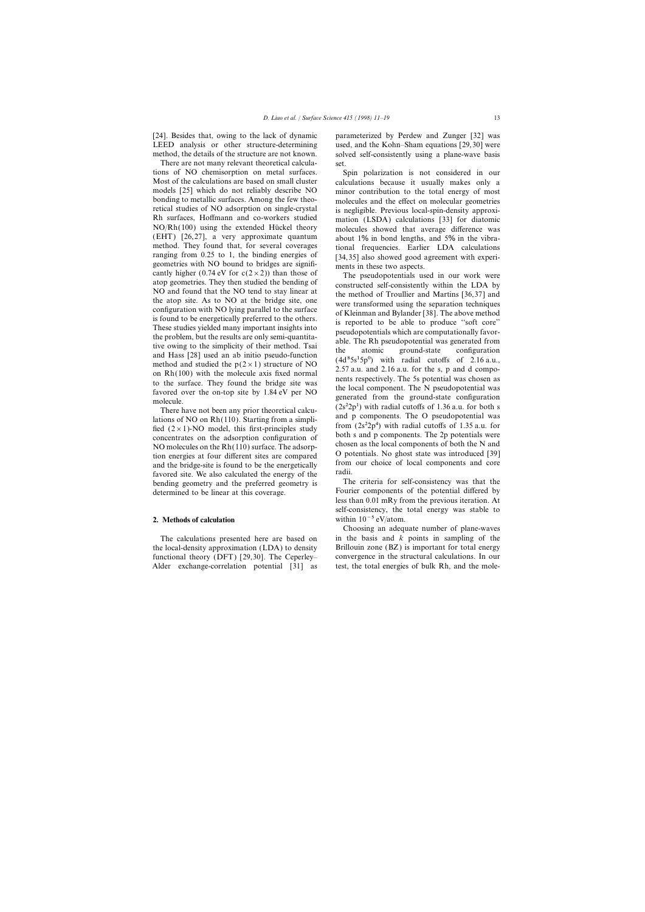[24]. Besides that, owing to the lack of dynamic LEED analysis or other structure-determining method, the details of the structure are not known.

There are not many relevant theoretical calculations of NO chemisorption on metal surfaces. Most of the calculations are based on small cluster models [25] which do not reliably describe NO bonding to metallic surfaces. Among the few theoretical studies of NO adsorption on single-crystal Rh surfaces, Hoffmann and co-workers studied NO/Rh(100) using the extended Hückel theory (EHT) [26,27], a very approximate quantum method. They found that, for several coverages ranging from 0.25 to 1, the binding energies of geometries with NO bound to bridges are significantly higher (0.74 eV for $c(2\times2)$) than those of atop geometries. They then studied the bending of NO and found that the NO tend to stay linear at the atop site. As to NO at the bridge site, one configuration with NO lying parallel to the surface is found to be energetically preferred to the others. These studies yielded many important insights into the problem, but the results are only semi-quantitative owing to the simplicity of their method. Tsai and Hass [28] used an ab initio pseudo-function method and studied the $p(2\times1)$ structure of NO on Rh(100) with the molecule axis fixed normal to the surface. They found the bridge site was favored over the on-top site by 1.84 eV per NO molecule.

There have not been any prior theoretical calculations of NO on Rh(110). Starting from a simplified $(2\times1)$-NO model, this first-principles study concentrates on the adsorption configuration of NO molecules on the Rh(110) surface. The adsorption energies at four different sites are compared and the bridge-site is found to be the energetically favored site. We also calculated the energy of the bending geometry and the preferred geometry is determined to be linear at this coverage.

## 2. Methods of calculation

The calculations presented here are based on the local-density approximation (LDA) to density functional theory (DFT) [29,30]. The Ceperley–Alder exchange-correlation potential [31] as parameterized by Perdew and Zunger [32] was used, and the Kohn–Sham equations [29,30] were solved self-consistently using a plane-wave basis set.

Spin polarization is not considered in our calculations because it usually makes only a minor contribution to the total energy of most molecules and the effect on molecular geometries is negligible. Previous local-spin-density approximation (LSDA) calculations [33] for diatomic molecules showed that average difference was about 1% in bond lengths, and 5% in the vibrational frequencies. Earlier LDA calculations [34,35] also showed good agreement with experiments in these two aspects.

The pseudopotentials used in our work were constructed self-consistently within the LDA by the method of Troullier and Martins [36,37] and were transformed using the separation techniques of Kleinman and Bylander [38]. The above method is reported to be able to produce "soft core" pseudopotentials which are computationally favorable. The Rh pseudopotential was generated from the atomic ground-state configuration $(4d^8 5s^1 5p^0)$ with radial cutoffs of 2.16 a.u., 2.57 a.u. and 2.16 a.u. for the s, p and d components respectively. The 5s potential was chosen as the local component. The N pseudopotential was generated from the ground-state configuration $(2s^2 2p^3)$ with radial cutoffs of 1.36 a.u. for both s and p components. The O pseudopotential was from $(2s^2 2p^4)$ with radial cutoffs of 1.35 a.u. for both s and p components. The 2p potentials were chosen as the local components of both the N and O potentials. No ghost state was introduced [39] from our choice of local components and core radii.

The criteria for self-consistency was that the Fourier components of the potential differed by less than 0.01 mRy from the previous iteration. At self-consistency, the total energy was stable to within $10^{-5}$ eV/atom.

Choosing an adequate number of plane-waves in the basis and $k$ points in sampling of the Brillouin zone (BZ) is important for total energy convergence in the structural calculations. In our test, the total energies of bulk Rh, and the mole-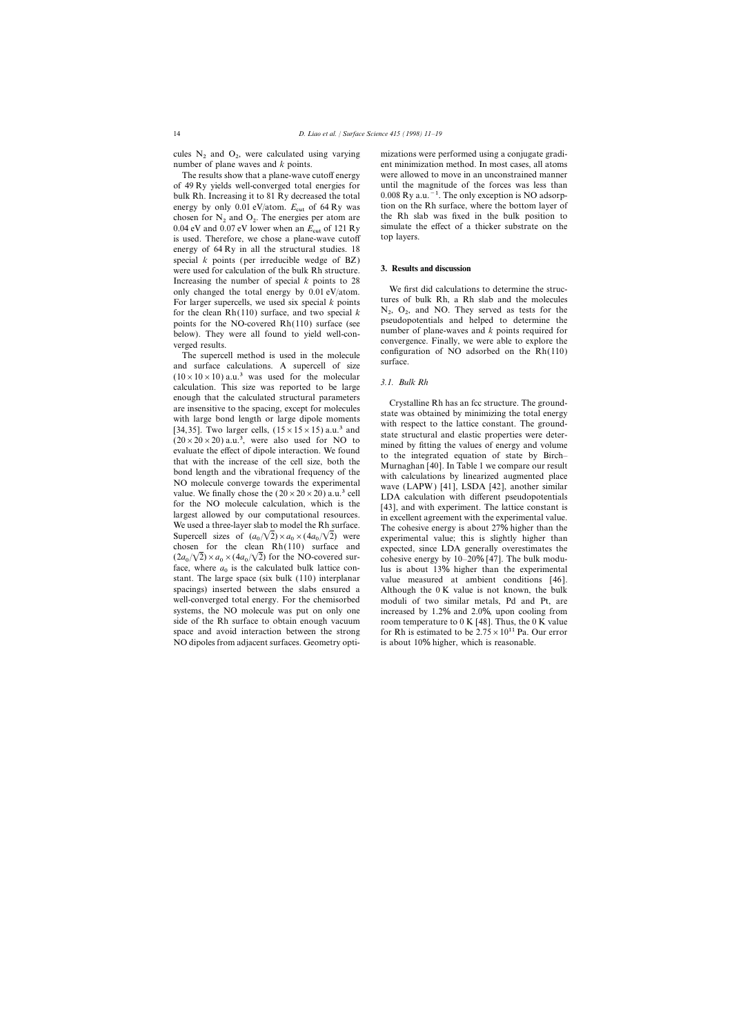cules $N_2$ and $O_2$, were calculated using varying number of plane waves and $k$ points.

The results show that a plane-wave cutoff energy of 49 Ry yields well-converged total energies for bulk Rh. Increasing it to 81 Ry decreased the total energy by only 0.01 eV/atom. $E_{cut}$ of 64 Ry was chosen for $N_2$ and $O_2$. The energies per atom are 0.04 eV and 0.07 eV lower when an $E_{cut}$ of 121 Ry is used. Therefore, we chose a plane-wave cutoff energy of 64 Ry in all the structural studies. 18 special $k$ points (per irreducible wedge of BZ) were used for calculation of the bulk Rh structure. Increasing the number of special $k$ points to 28 only changed the total energy by 0.01 eV/atom. For larger supercells, we used six special $k$ points for the clean Rh(110) surface, and two special $k$ points for the NO-covered Rh(110) surface (see below). They were all found to yield well-converged results.

The supercell method is used in the molecule and surface calculations. A supercell of size $(10 \times 10 \times 10)$ a.u.$^3$ was used for the molecular calculation. This size was reported to be large enough that the calculated structural parameters are insensitive to the spacing, except for molecules with large bond length or large dipole moments [34,35]. Two larger cells, $(15 \times 15 \times 15)$ a.u.$^3$ and $(20 \times 20 \times 20)$ a.u.$^3$, were also used for NO to evaluate the effect of dipole interaction. We found that with the increase of the cell size, both the bond length and the vibrational frequency of the NO molecule converge towards the experimental value. We finally chose the $(20 \times 20 \times 20)$ a.u.$^3$ cell for the NO molecule calculation, which is the largest allowed by our computational resources. We used a three-layer slab to model the Rh surface. Supercell sizes of $(a_0/\sqrt{2}) \times a_0 \times (4a_0/\sqrt{2})$ were chosen for the clean Rh(110) surface and $(2a_0/\sqrt{2}) \times a_0 \times (4a_0/\sqrt{2})$ for the NO-covered surface, where $a_0$ is the calculated bulk lattice constant. The large space (six bulk (110) interplanar spacings) inserted between the slabs ensured a well-converged total energy. For the chemisorbed systems, the NO molecule was put on only one side of the Rh surface to obtain enough vacuum space and avoid interaction between the strong NO dipoles from adjacent surfaces. Geometry optimizations were performed using a conjugate gradient minimization method. In most cases, all atoms were allowed to move in an unconstrained manner until the magnitude of the forces was less than 0.008 Ry a.u.$^{-1}$. The only exception is NO adsorption on the Rh surface, where the bottom layer of the Rh slab was fixed in the bulk position to simulate the effect of a thicker substrate on the top layers.

## 3. Results and discussion

We first did calculations to determine the structures of bulk Rh, a Rh slab and the molecules $N_2$, $O_2$, and NO. They served as tests for the pseudopotentials and helped to determine the number of plane-waves and $k$ points required for convergence. Finally, we were able to explore the configuration of NO adsorbed on the Rh(110) surface.

### 3.1. Bulk Rh

Crystalline Rh has an fcc structure. The ground-state was obtained by minimizing the total energy with respect to the lattice constant. The ground-state structural and elastic properties were determined by fitting the values of energy and volume to the integrated equation of state by Birch–Murnaghan [40]. In Table 1 we compare our result with calculations by linearized augmented place wave (LAPW) [41], LSDA [42], another similar LDA calculation with different pseudopotentials [43], and with experiment. The lattice constant is in excellent agreement with the experimental value. The cohesive energy is about 27% higher than the experimental value; this is slightly higher than expected, since LDA generally overestimates the cohesive energy by 10–20% [47]. The bulk modulus is about 13% higher than the experimental value measured at ambient conditions [46]. Although the 0 K value is not known, the bulk moduli of two similar metals, Pd and Pt, are increased by 1.2% and 2.0%, upon cooling from room temperature to 0 K [48]. Thus, the 0 K value for Rh is estimated to be $2.75 \times 10^{11}$ Pa. Our error is about 10% higher, which is reasonable.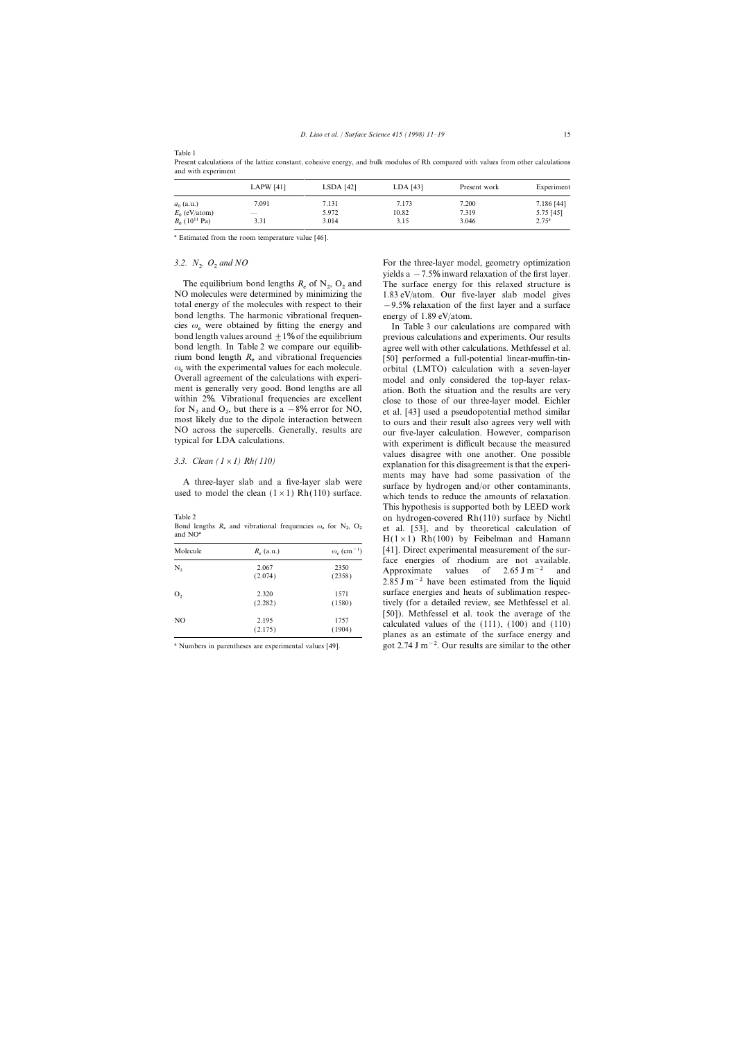Table 1
Present calculations of the lattice constant, cohesive energy, and bulk modulus of Rh compared with values from other calculations and with experiment

| | LAPW [41] | LSDA [42] | LDA [43] | Present work | Experiment |
|---|---|---|---|---|---|
| $a_0$ (a.u.) | 7.091 | 7.131 | 7.173 | 7.200 | 7.186 [44] |
| $E_0$ (eV/atom) | — | 5.972 | 10.82 | 7.319 | 5.75 [45] |
| $B_0$ ($10^{11}$ Pa) | 3.31 | 3.014 | 3.15 | 3.046 | 2.75[a] |

[a] Estimated from the room temperature value [46].

### 3.2. $N_2$, $O_2$ and NO

The equilibrium bond lengths $R_e$ of $N_2$, $O_2$ and NO molecules were determined by minimizing the total energy of the molecules with respect to their bond lengths. The harmonic vibrational frequencies $\omega_e$ were obtained by fitting the energy and bond length values around $\pm 1\%$ of the equilibrium bond length. In Table 2 we compare our equilibrium bond length $R_e$ and vibrational frequencies $\omega_e$ with the experimental values for each molecule. Overall agreement of the calculations with experiment is generally very good. Bond lengths are all within 2%. Vibrational frequencies are excellent for $N_2$ and $O_2$, but there is a $-8\%$ error for NO, most likely due to the dipole interaction between NO across the supercells. Generally, results are typical for LDA calculations.

### 3.3. Clean $(1\times1)$ Rh(110)

A three-layer slab and a five-layer slab were used to model the clean $(1\times1)$ Rh(110) surface.

Table 2
Bond lengths $R_e$ and vibrational frequencies $\omega_e$ for $N_2$, $O_2$ and NO[a]

| Molecule | $R_e$ (a.u.) | $\omega_e$ (cm$^{-1}$) |
|---|---|---|
| $N_2$ | 2.067<br>(2.074) | 2350<br>(2358) |
| $O_2$ | 2.320<br>(2.282) | 1571<br>(1580) |
| NO | 2.195<br>(2.175) | 1757<br>(1904) |

[a] Numbers in parentheses are experimental values [49].

For the three-layer model, geometry optimization yields a $-7.5\%$ inward relaxation of the first layer. The surface energy for this relaxed structure is 1.83 eV/atom. Our five-layer slab model gives $-9.5\%$ relaxation of the first layer and a surface energy of 1.89 eV/atom.

In Table 3 our calculations are compared with previous calculations and experiments. Our results agree well with other calculations. Methfessel et al. [50] performed a full-potential linear-muffin-tin-orbital (LMTO) calculation with a seven-layer model and only considered the top-layer relaxation. Both the situation and the results are very close to those of our three-layer model. Eichler et al. [43] used a pseudopotential method similar to ours and their result also agrees very well with our five-layer calculation. However, comparison with experiment is difficult because the measured values disagree with one another. One possible explanation for this disagreement is that the experiments may have had some passivation of the surface by hydrogen and/or other contaminants, which tends to reduce the amounts of relaxation. This hypothesis is supported both by LEED work on hydrogen-covered Rh(110) surface by Nichtl et al. [53], and by theoretical calculation of H$(1\times1)$ Rh(100) by Feibelman and Hamann [41]. Direct experimental measurement of the surface energies of rhodium are not available. Approximate values of 2.65 J m$^{-2}$ and 2.85 J m$^{-2}$ have been estimated from the liquid surface energies and heats of sublimation respectively (for a detailed review, see Methfessel et al. [50]). Methfessel et al. took the average of the calculated values of the (111), (100) and (110) planes as an estimate of the surface energy and got 2.74 J m$^{-2}$. Our results are similar to the other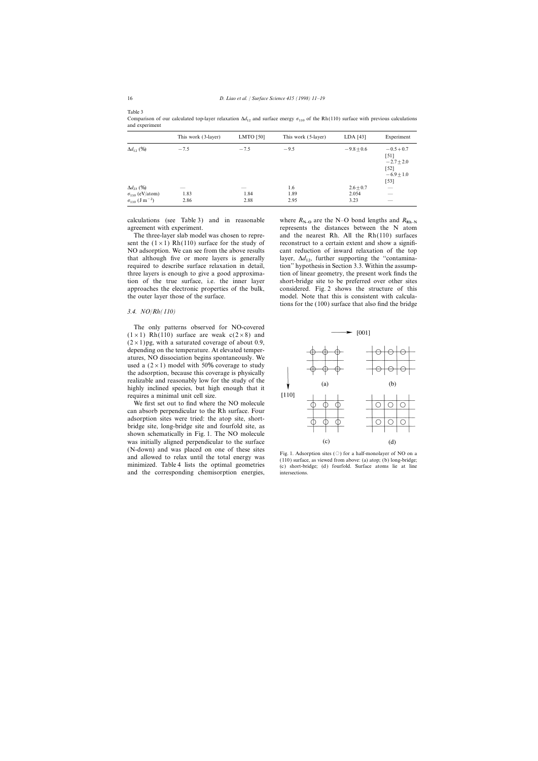Table 3

Comparison of our calculated top-layer relaxation $\Delta d_{12}$ and surface energy $\sigma_{110}$ of the Rh(110) surface with previous calculations and experiment

| | This work (3-layer) | LMTO [50] | This work (5-layer) | LDA [43] | Experiment |
|---|---|---|---|---|---|
| $\Delta d_{12}$ (%) | −7.5 | −7.5 | −9.5 | $-9.8 \pm 0.6$ | $-0.5+0.7$ [51] $-2.7 \pm 2.0$ [52] $-6.9 \pm 1.0$ [53] |
| $\Delta d_{23}$ (%) | — | — | 1.6 | $2.6 \pm 0.7$ | — |
| $\sigma_{110}$ (eV/atom) | 1.83 | 1.84 | 1.89 | 2.054 | — |
| $\sigma_{110}$ ($J\ m^{-2}$) | 2.86 | 2.88 | 2.95 | 3.23 | — |

calculations (see Table 3) and in reasonable agreement with experiment.

The three-layer slab model was chosen to represent the (1×1) Rh(110) surface for the study of NO adsorption. We can see from the above results that although five or more layers is generally required to describe surface relaxation in detail, three layers is enough to give a good approximation of the true surface, i.e. the inner layer approaches the electronic properties of the bulk, the outer layer those of the surface.

### 3.4. NO/Rh(110)

The only patterns observed for NO-covered (1×1) Rh(110) surface are weak c(2×8) and (2×1)pg, with a saturated coverage of about 0.9, depending on the temperature. At elevated temperatures, NO dissociation begins spontaneously. We used a (2×1) model with 50% coverage to study the adsorption, because this coverage is physically realizable and reasonably low for the study of the highly inclined species, but high enough that it requires a minimal unit cell size.

We first set out to find where the NO molecule can absorb perpendicular to the Rh surface. Four adsorption sites were tried: the atop site, short-bridge site, long-bridge site and fourfold site, as shown schematically in Fig. 1. The NO molecule was initially aligned perpendicular to the surface (N-down) and was placed on one of these sites and allowed to relax until the total energy was minimized. Table 4 lists the optimal geometries and the corresponding chemisorption energies, where $R_{N-O}$ are the N–O bond lengths and $R_{Rh-N}$ represents the distances between the N atom and the nearest Rh. All the Rh(110) surfaces reconstruct to a certain extent and show a significant reduction of inward relaxation of the top layer, $\Delta d_{12}$, further supporting the "contamination" hypothesis in Section 3.3. Within the assumption of linear geometry, the present work finds the short-bridge site to be preferred over other sites considered. Fig. 2 shows the structure of this model. Note that this is consistent with calculations for the (100) surface that also find the bridge

Fig. 1. Adsorption sites (○) for a half-monolayer of NO on a (110) surface, as viewed from above: (a) atop; (b) long-bridge; (c) short-bridge; (d) fourfold. Surface atoms lie at line intersections.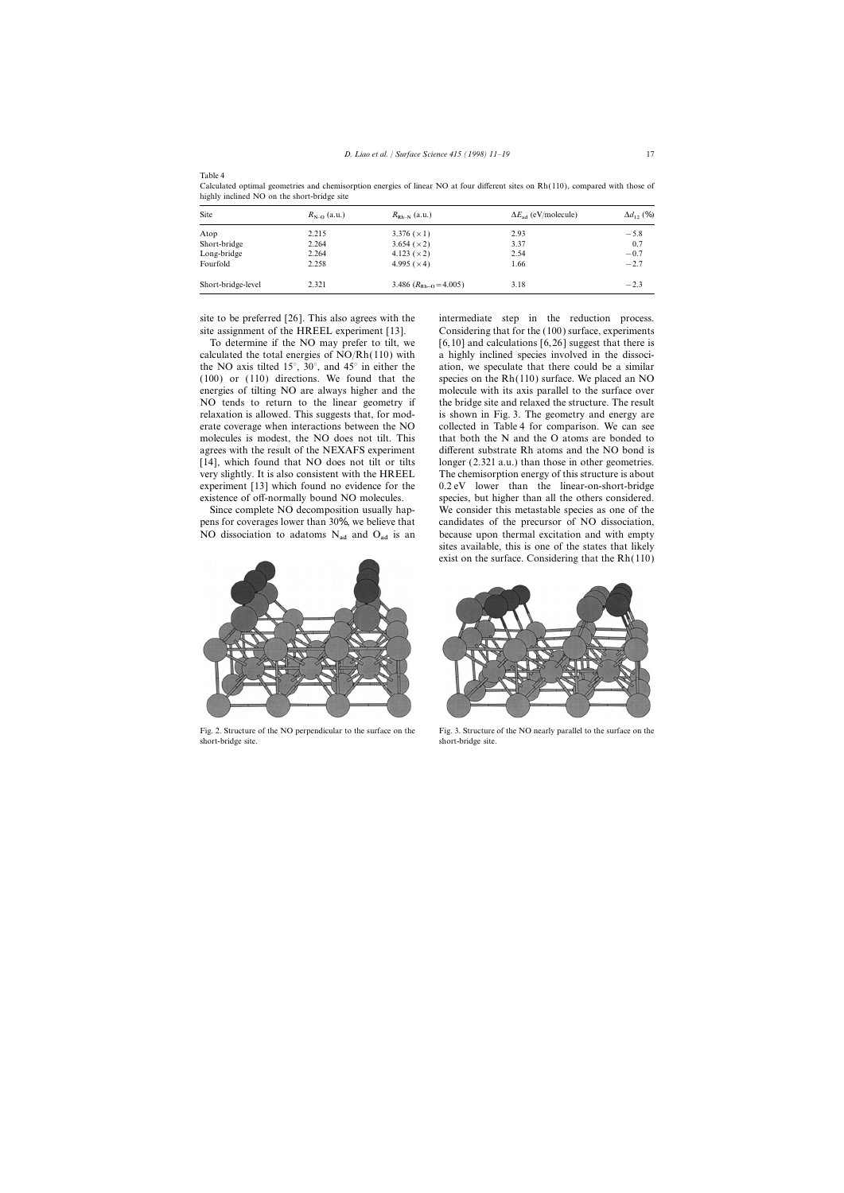Table 4

Calculated optimal geometries and chemisorption energies of linear NO at four different sites on Rh(110), compared with those of highly inclined NO on the short-bridge site

| Site | $R_{N-O}$ (a.u.) | $R_{Rh-N}$ (a.u.) | $\Delta E_{ad}$ (eV/molecule) | $\Delta d_{12}$ (%) |
|---|---|---|---|---|
| Atop | 2.215 | 3.376 (×1) | 2.93 | −5.8 |
| Short-bridge | 2.264 | 3.654 (×2) | 3.37 | 0.7 |
| Long-bridge | 2.264 | 4.123 (×2) | 2.54 | −0.7 |
| Fourfold | 2.258 | 4.995 (×4) | 1.66 | −2.7 |
| Short-bridge-level | 2.321 | 3.486 ($R_{Rh-O}$ = 4.005) | 3.18 | −2.3 |

site to be preferred [26]. This also agrees with the site assignment of the HREEL experiment [13].

To determine if the NO may prefer to tilt, we calculated the total energies of NO/Rh(110) with the NO axis tilted 15°, 30°, and 45° in either the (100) or (110) directions. We found that the energies of tilting NO are always higher and the NO tends to return to the linear geometry if relaxation is allowed. This suggests that, for moderate coverage when interactions between the NO molecules is modest, the NO does not tilt. This agrees with the result of the NEXAFS experiment [14], which found that NO does not tilt or tilts very slightly. It is also consistent with the HREEL experiment [13] which found no evidence for the existence of off-normally bound NO molecules.

Since complete NO decomposition usually happens for coverages lower than 30%, we believe that NO dissociation to adatoms $N_{ad}$ and $O_{ad}$ is an intermediate step in the reduction process. Considering that for the (100) surface, experiments [6,10] and calculations [6,26] suggest that there is a highly inclined species involved in the dissociation, we speculate that there could be a similar species on the Rh(110) surface. We placed an NO molecule with its axis parallel to the surface over the bridge site and relaxed the structure. The result is shown in Fig. 3. The geometry and energy are collected in Table 4 for comparison. We can see that both the N and the O atoms are bonded to different substrate Rh atoms and the NO bond is longer (2.321 a.u.) than those in other geometries. The chemisorption energy of this structure is about 0.2 eV lower than the linear-on-short-bridge species, but higher than all the others considered. We consider this metastable species as one of the candidates of the precursor of NO dissociation, because upon thermal excitation and with empty sites available, this is one of the states that likely exist on the surface. Considering that the Rh(110)

Fig. 2. Structure of the NO perpendicular to the surface on the short-bridge site.

Fig. 3. Structure of the NO nearly parallel to the surface on the short-bridge site.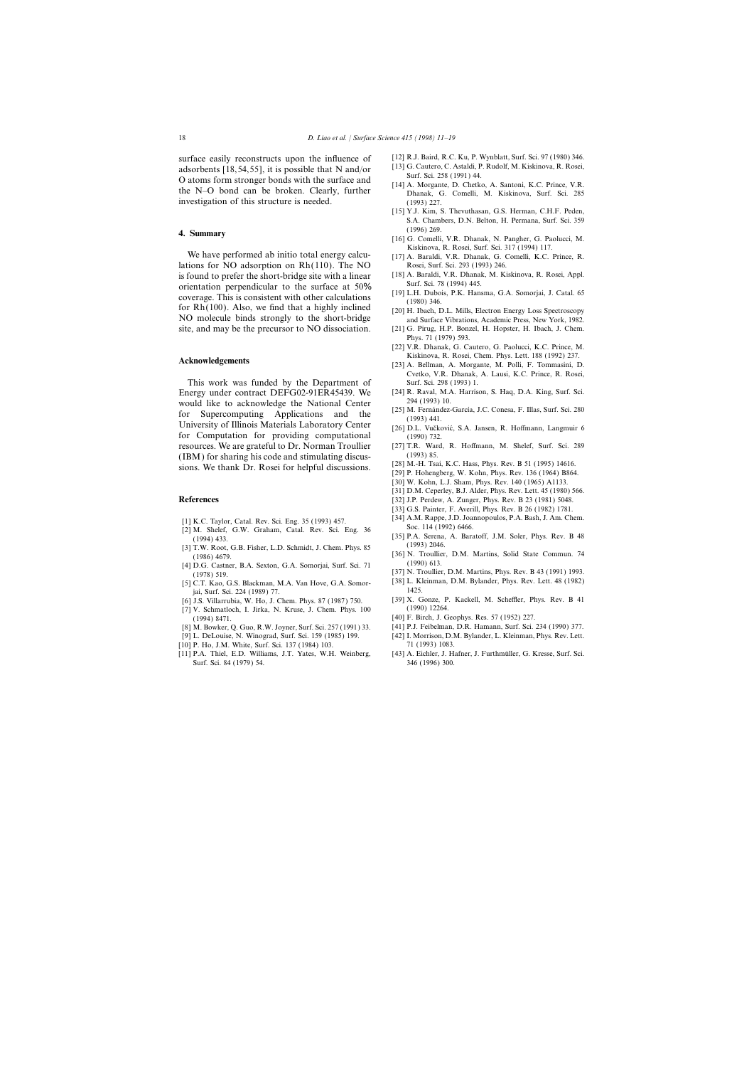surface easily reconstructs upon the influence of adsorbents [18, 54, 55], it is possible that N and/or O atoms form stronger bonds with the surface and the N–O bond can be broken. Clearly, further investigation of this structure is needed.

## 4. Summary

We have performed ab initio total energy calculations for NO adsorption on Rh(110). The NO is found to prefer the short-bridge site with a linear orientation perpendicular to the surface at 50% coverage. This is consistent with other calculations for Rh(100). Also, we find that a highly inclined NO molecule binds strongly to the short-bridge site, and may be the precursor to NO dissociation.

## Acknowledgements

This work was funded by the Department of Energy under contract DEFG02-91ER45439. We would like to acknowledge the National Center for Supercomputing Applications and the University of Illinois Materials Laboratory Center for Computation for providing computational resources. We are grateful to Dr. Norman Troullier (IBM) for sharing his code and stimulating discussions. We thank Dr. Rosei for helpful discussions.

## References

[1] K.C. Taylor, Catal. Rev. Sci. Eng. 35 (1993) 457.
[2] M. Shelef, G.W. Graham, Catal. Rev. Sci. Eng. 36 (1994) 433.
[3] T.W. Root, G.B. Fisher, L.D. Schmidt, J. Chem. Phys. 85 (1986) 4679.
[4] D.G. Castner, B.A. Sexton, G.A. Somorjai, Surf. Sci. 71 (1978) 519.
[5] C.T. Kao, G.S. Blackman, M.A. Van Hove, G.A. Somorjai, Surf. Sci. 224 (1989) 77.
[6] J.S. Villarrubia, W. Ho, J. Chem. Phys. 87 (1987) 750.
[7] V. Schmatloch, I. Jirka, N. Kruse, J. Chem. Phys. 100 (1994) 8471.
[8] M. Bowker, Q. Guo, R.W. Joyner, Surf. Sci. 257 (1991) 33.
[9] L. DeLouise, N. Winograd, Surf. Sci. 159 (1985) 199.
[10] P. Ho, J.M. White, Surf. Sci. 137 (1984) 103.
[11] P.A. Thiel, E.D. Williams, J.T. Yates, W.H. Weinberg, Surf. Sci. 84 (1979) 54.
[12] R.J. Baird, R.C. Ku, P. Wynblatt, Surf. Sci. 97 (1980) 346.
[13] G. Cautero, C. Astaldi, P. Rudolf, M. Kiskinova, R. Rosei, Surf. Sci. 258 (1991) 44.
[14] A. Morgante, D. Chetko, A. Santoni, K.C. Prince, V.R. Dhanak, G. Comelli, M. Kiskinova, Surf. Sci. 285 (1993) 227.
[15] Y.J. Kim, S. Thevuthasan, G.S. Herman, C.H.F. Peden, S.A. Chambers, D.N. Belton, H. Permana, Surf. Sci. 359 (1996) 269.
[16] G. Comelli, V.R. Dhanak, N. Pangher, G. Paolucci, M. Kiskinova, R. Rosei, Surf. Sci. 317 (1994) 117.
[17] A. Baraldi, V.R. Dhanak, G. Comelli, K.C. Prince, R. Rosei, Surf. Sci. 293 (1993) 246.
[18] A. Baraldi, V.R. Dhanak, M. Kiskinova, R. Rosei, Appl. Surf. Sci. 78 (1994) 445.
[19] L.H. Dubois, P.K. Hansma, G.A. Somorjai, J. Catal. 65 (1980) 346.
[20] H. Ibach, D.L. Mills, Electron Energy Loss Spectroscopy and Surface Vibrations, Academic Press, New York, 1982.
[21] G. Pirug, H.P. Bonzel, H. Hopster, H. Ibach, J. Chem. Phys. 71 (1979) 593.
[22] V.R. Dhanak, G. Cautero, G. Paolucci, K.C. Prince, M. Kiskinova, R. Rosei, Chem. Phys. Lett. 188 (1992) 237.
[23] A. Bellman, A. Morgante, M. Polli, F. Tommasini, D. Cvetko, V.R. Dhanak, A. Lausi, K.C. Prince, R. Rosei, Surf. Sci. 298 (1993) 1.
[24] R. Raval, M.A. Harrison, S. Haq, D.A. King, Surf. Sci. 294 (1993) 10.
[25] M. Fernández-García, J.C. Conesa, F. Illas, Surf. Sci. 280 (1993) 441.
[26] D.L. Vučković, S.A. Jansen, R. Hoffmann, Langmuir 6 (1990) 732.
[27] T.R. Ward, R. Hoffmann, M. Shelef, Surf. Sci. 289 (1993) 85.
[28] M.-H. Tsai, K.C. Hass, Phys. Rev. B 51 (1995) 14616.
[29] P. Hohengberg, W. Kohn, Phys. Rev. 136 (1964) B864.
[30] W. Kohn, L.J. Sham, Phys. Rev. 140 (1965) A1133.
[31] D.M. Ceperley, B.J. Alder, Phys. Rev. Lett. 45 (1980) 566.
[32] J.P. Perdew, A. Zunger, Phys. Rev. B 23 (1981) 5048.
[33] G.S. Painter, F. Averill, Phys. Rev. B 26 (1982) 1781.
[34] A.M. Rappe, J.D. Joannopoulos, P.A. Bash, J. Am. Chem. Soc. 114 (1992) 6466.
[35] P.A. Serena, A. Baratoff, J.M. Soler, Phys. Rev. B 48 (1993) 2046.
[36] N. Troullier, D.M. Martins, Solid State Commun. 74 (1990) 613.
[37] N. Troullier, D.M. Martins, Phys. Rev. B 43 (1991) 1993.
[38] L. Kleinman, D.M. Bylander, Phys. Rev. Lett. 48 (1982) 1425.
[39] X. Gonze, P. Kackell, M. Scheffler, Phys. Rev. B 41 (1990) 12264.
[40] F. Birch, J. Geophys. Res. 57 (1952) 227.
[41] P.J. Feibelman, D.R. Hamann, Surf. Sci. 234 (1990) 377.
[42] I. Morrison, D.M. Bylander, L. Kleinman, Phys. Rev. Lett. 71 (1993) 1083.
[43] A. Eichler, J. Hafner, J. Furthmüller, G. Kresse, Surf. Sci. 346 (1996) 300.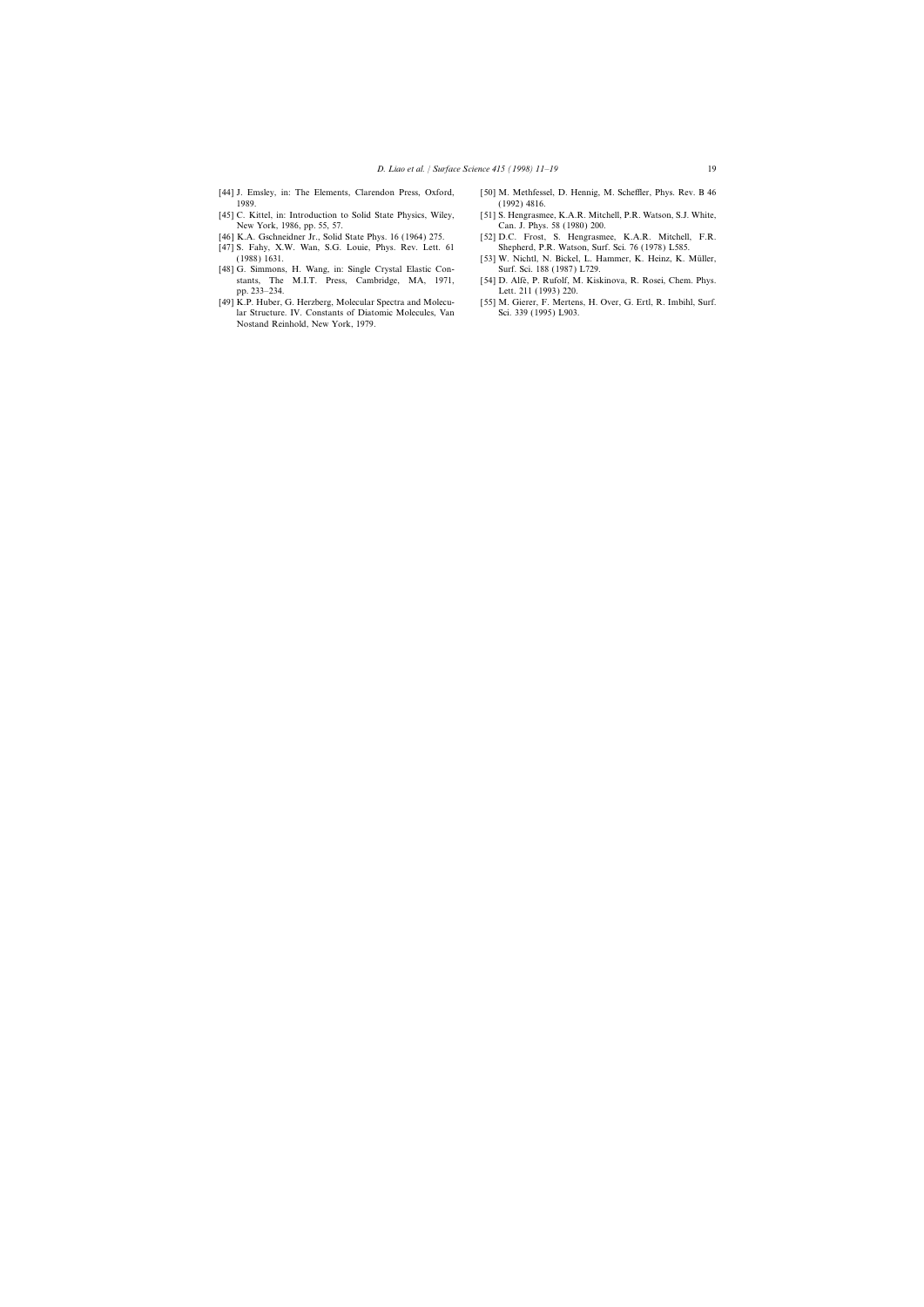[44] J. Emsley, in: The Elements, Clarendon Press, Oxford, 1989.

[45] C. Kittel, in: Introduction to Solid State Physics, Wiley, New York, 1986, pp. 55, 57.

[46] K.A. Gschneidner Jr., Solid State Phys. 16 (1964) 275.

[47] S. Fahy, X.W. Wan, S.G. Louie, Phys. Rev. Lett. 61 (1988) 1631.

[48] G. Simmons, H. Wang, in: Single Crystal Elastic Constants, The M.I.T. Press, Cambridge, MA, 1971, pp. 233–234.

[49] K.P. Huber, G. Herzberg, Molecular Spectra and Molecular Structure. IV. Constants of Diatomic Molecules, Van Nostand Reinhold, New York, 1979.

[50] M. Methfessel, D. Hennig, M. Scheffler, Phys. Rev. B 46 (1992) 4816.

[51] S. Hengrasmee, K.A.R. Mitchell, P.R. Watson, S.J. White, Can. J. Phys. 58 (1980) 200.

[52] D.C. Frost, S. Hengrasmee, K.A.R. Mitchell, F.R. Shepherd, P.R. Watson, Surf. Sci. 76 (1978) L585.

[53] W. Nichtl, N. Bickel, L. Hammer, K. Heinz, K. Müller, Surf. Sci. 188 (1987) L729.

[54] D. Alfè, P. Rufolf, M. Kiskinova, R. Rosei, Chem. Phys. Lett. 211 (1993) 220.

[55] M. Gierer, F. Mertens, H. Over, G. Ertl, R. Imbihl, Surf. Sci. 339 (1995) L903.